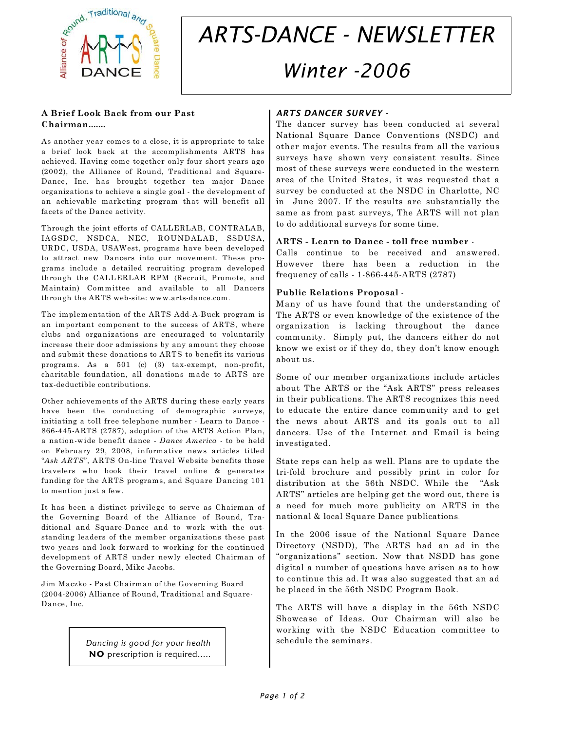# ARTS-DANCE - NEWSLETTER

## Winter -2006

### A Brief Look Back from our Past Chairman.......

As another year comes to a close, it is appropriate to take a brief look back at the accomplishments ARTS has achieved. Having come together only four short years ago (2002), the Alliance of Round, Traditional and Square-Dance, Inc. has brought together ten major Dance organizations to achieve a single goal - the development of an achievable marketing program that will benefit all facets of the Dance activity.

Through the joint efforts of CALLERLAB, CONTRALAB, IAGSDC, NSDCA, NEC, ROUNDALAB, SSDUSA, URDC, USDA, USAWest, programs have been developed to attract new Dancers into our movement. These programs include a detailed recruiting program developed through the CALLERLAB RPM (Recruit, Promote, and Maintain) Committee and available to all Dancers through the ARTS web-site: www.arts-dance.com.

The implementation of the ARTS Add-A-Buck program is an important component to the success of ARTS, where clubs and organizations are encouraged to voluntarily increase their door admissions by any amount they choose and submit these donations to ARTS to benefit its various programs. As a 501 (c) (3) tax-exempt, non-profit, charitable foundation, all donations made to ARTS are tax-deductible contributions.

Other achievements of the ARTS during these early years have been the conducting of demographic surveys, initiating a toll free telephone number - Learn to Dance - 866-445-ARTS (2787), adoption of the ARTS Action Plan, a nation-wide benefit dance - *Dance America* - to be held on February 29, 2008, informative news articles titled "*Ask ARTS*", ARTS On-line Travel Website benefits those travelers who book their travel online & generates funding for the ARTS programs, and Square Dancing 101 to mention just a few.

It has been a distinct privilege to serve as Chairman of the Governing Board of the Alliance of Round, Traditional and Square-Dance and to work with the outstanding leaders of the member organizations these past two years and look forward to working for the continued development of ARTS under newly elected Chairman of the Governing Board, Mike Jacobs.

Jim Maczko - Past Chairman of the Governing Board (2004-2006) Alliance of Round, Traditional and Square-Dance, Inc.

*Dancing is good for your health*
**NO** prescription is required.....

### *ARTS DANCER SURVEY -*

The dancer survey has been conducted at several National Square Dance Conventions (NSDC) and other major events. The results from all the various surveys have shown very consistent results. Since most of these surveys were conducted in the western area of the United States, it was requested that a survey be conducted at the NSDC in Charlotte, NC in June 2007. If the results are substantially the same as from past surveys, The ARTS will not plan to do additional surveys for some time.

### ARTS - Learn to Dance - toll free number -

Calls continue to be received and answered. However there has been a reduction in the frequency of calls - 1-866-445-ARTS (2787)

### Public Relations Proposal -

Many of us have found that the understanding of The ARTS or even knowledge of the existence of the organization is lacking throughout the dance community. Simply put, the dancers either do not know we exist or if they do, they don't know enough about us.

Some of our member organizations include articles about The ARTS or the "Ask ARTS" press releases in their publications. The ARTS recognizes this need to educate the entire dance community and to get the news about ARTS and its goals out to all dancers. Use of the Internet and Email is being investigated.

State reps can help as well. Plans are to update the tri-fold brochure and possibly print in color for distribution at the 56th NSDC. While the "Ask ARTS" articles are helping get the word out, there is a need for much more publicity on ARTS in the national & local Square Dance publications.

In the 2006 issue of the National Square Dance Directory (NSDD), The ARTS had an ad in the "organizations" section. Now that NSDD has gone digital a number of questions have arisen as to how to continue this ad. It was also suggested that an ad be placed in the 56th NSDC Program Book.

The ARTS will have a display in the 56th NSDC Showcase of Ideas. Our Chairman will also be working with the NSDC Education committee to schedule the seminars.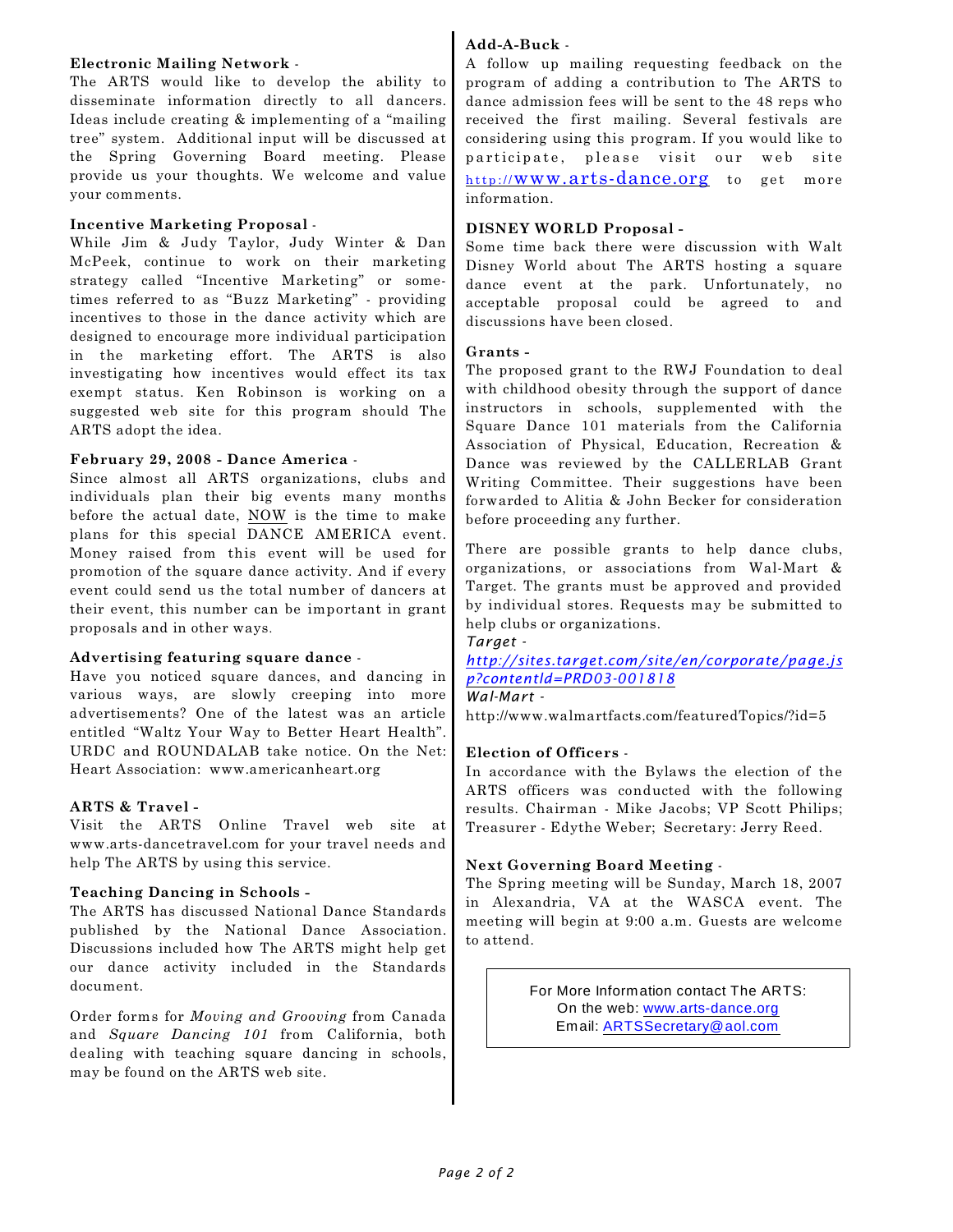**Electronic Mailing Network** -
The ARTS would like to develop the ability to disseminate information directly to all dancers. Ideas include creating & implementing of a "mailing tree" system. Additional input will be discussed at the Spring Governing Board meeting. Please provide us your thoughts. We welcome and value your comments.

**Incentive Marketing Proposal** -
While Jim & Judy Taylor, Judy Winter & Dan McPeek, continue to work on their marketing strategy called "Incentive Marketing" or sometimes referred to as "Buzz Marketing" - providing incentives to those in the dance activity which are designed to encourage more individual participation in the marketing effort. The ARTS is also investigating how incentives would effect its tax exempt status. Ken Robinson is working on a suggested web site for this program should The ARTS adopt the idea.

**February 29, 2008 - Dance America** -
Since almost all ARTS organizations, clubs and individuals plan their big events many months before the actual date, NOW is the time to make plans for this special DANCE AMERICA event. Money raised from this event will be used for promotion of the square dance activity. And if every event could send us the total number of dancers at their event, this number can be important in grant proposals and in other ways.

**Advertising featuring square dance** -
Have you noticed square dances, and dancing in various ways, are slowly creeping into more advertisements? One of the latest was an article entitled "Waltz Your Way to Better Heart Health". URDC and ROUNDALAB take notice. On the Net: Heart Association: www.americanheart.org

**ARTS & Travel -**
Visit the ARTS Online Travel web site at www.arts-dancetravel.com for your travel needs and help The ARTS by using this service.

**Teaching Dancing in Schools -**
The ARTS has discussed National Dance Standards published by the National Dance Association. Discussions included how The ARTS might help get our dance activity included in the Standards document.

Order forms for *Moving and Grooving* from Canada and *Square Dancing 101* from California, both dealing with teaching square dancing in schools, may be found on the ARTS web site.

**Add-A-Buck** -
A follow up mailing requesting feedback on the program of adding a contribution to The ARTS to dance admission fees will be sent to the 48 reps who received the first mailing. Several festivals are considering using this program. If you would like to participate, please visit our web site http://www.arts-dance.org to get more information.

**DISNEY WORLD Proposal -**
Some time back there were discussion with Walt Disney World about The ARTS hosting a square dance event at the park. Unfortunately, no acceptable proposal could be agreed to and discussions have been closed.

**Grants -**
The proposed grant to the RWJ Foundation to deal with childhood obesity through the support of dance instructors in schools, supplemented with the Square Dance 101 materials from the California Association of Physical, Education, Recreation & Dance was reviewed by the CALLERLAB Grant Writing Committee. Their suggestions have been forwarded to Alitia & John Becker for consideration before proceeding any further.

There are possible grants to help dance clubs, organizations, or associations from Wal-Mart & Target. The grants must be approved and provided by individual stores. Requests may be submitted to help clubs or organizations.

*Target* -
*http://sites.target.com/site/en/corporate/page.jsp?contentId=PRD03-001818*
*Wal-Mart* -
http://www.walmartfacts.com/featuredTopics/?id=5

**Election of Officers** -
In accordance with the Bylaws the election of the ARTS officers was conducted with the following results. Chairman - Mike Jacobs; VP Scott Philips; Treasurer - Edythe Weber; Secretary: Jerry Reed.

**Next Governing Board Meeting** -
The Spring meeting will be Sunday, March 18, 2007 in Alexandria, VA at the WASCA event. The meeting will begin at 9:00 a.m. Guests are welcome to attend.

For More Information contact The ARTS:
On the web: www.arts-dance.org
Email: ARTSSecretary@aol.com